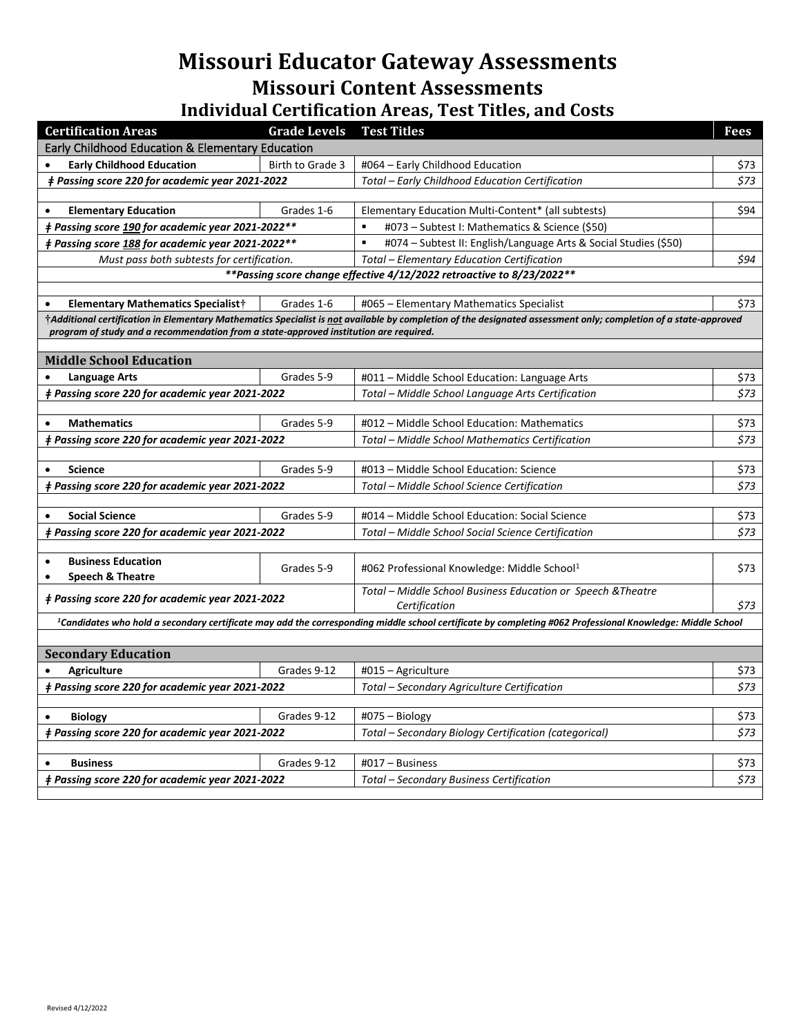# Missouri Educator Gateway Assessments

## Missouri Content Assessments

### Individual Certification Areas, Test Titles, and Costs

| Certification Areas | Grade Levels | Test Titles | Fees |
|---|---|---|---|
| **Early Childhood Education & Elementary Education** | | | |
| • **Early Childhood Education** | Birth to Grade 3 | #064 – Early Childhood Education | $73 |
| ***ǂ Passing score 220 for academic year 2021-2022*** | | *Total – Early Childhood Education Certification* | *$73* |
| • **Elementary Education** | Grades 1-6 | Elementary Education Multi-Content* (all subtests) | $94 |
| ***ǂ Passing score 190 for academic year 2021-2022**** | | ▪ #073 – Subtest I: Mathematics & Science ($50) | |
| ***ǂ Passing score 188 for academic year 2021-2022**** | | ▪ #074 – Subtest II: English/Language Arts & Social Studies ($50) | |
| *Must pass both subtests for certification.* | | *Total – Elementary Education Certification* | *$94* |
| ***\*\*Passing score change effective 4/12/2022 retroactive to 8/23/2022\*\**** | | | |
| • **Elementary Mathematics Specialist†** | Grades 1-6 | #065 – Elementary Mathematics Specialist | $73 |
| *†Additional certification in Elementary Mathematics Specialist is not available by completion of the designated assessment only; completion of a state-approved program of study and a recommendation from a state-approved institution are required.* | | | |
| **Middle School Education** | | | |
| • **Language Arts** | Grades 5-9 | #011 – Middle School Education: Language Arts | $73 |
| ***ǂ Passing score 220 for academic year 2021-2022*** | | *Total – Middle School Language Arts Certification* | *$73* |
| • **Mathematics** | Grades 5-9 | #012 – Middle School Education: Mathematics | $73 |
| ***ǂ Passing score 220 for academic year 2021-2022*** | | *Total – Middle School Mathematics Certification* | *$73* |
| • **Science** | Grades 5-9 | #013 – Middle School Education: Science | $73 |
| ***ǂ Passing score 220 for academic year 2021-2022*** | | *Total – Middle School Science Certification* | *$73* |
| • **Social Science** | Grades 5-9 | #014 – Middle School Education: Social Science | $73 |
| ***ǂ Passing score 220 for academic year 2021-2022*** | | *Total – Middle School Social Science Certification* | *$73* |
| • **Business Education** • **Speech & Theatre** | Grades 5-9 | #062 Professional Knowledge: Middle School[1] | $73 |
| ***ǂ Passing score 220 for academic year 2021-2022*** | | *Total – Middle School Business Education or Speech &Theatre Certification* | *$73* |
| *[1]Candidates who hold a secondary certificate may add the corresponding middle school certificate by completing #062 Professional Knowledge: Middle School* | | | |
| **Secondary Education** | | | |
| • **Agriculture** | Grades 9-12 | #015 – Agriculture | $73 |
| ***ǂ Passing score 220 for academic year 2021-2022*** | | *Total – Secondary Agriculture Certification* | *$73* |
| • **Biology** | Grades 9-12 | #075 – Biology | $73 |
| ***ǂ Passing score 220 for academic year 2021-2022*** | | *Total – Secondary Biology Certification (categorical)* | *$73* |
| • **Business** | Grades 9-12 | #017 – Business | $73 |
| ***ǂ Passing score 220 for academic year 2021-2022*** | | *Total – Secondary Business Certification* | *$73* |

Revised 4/12/2022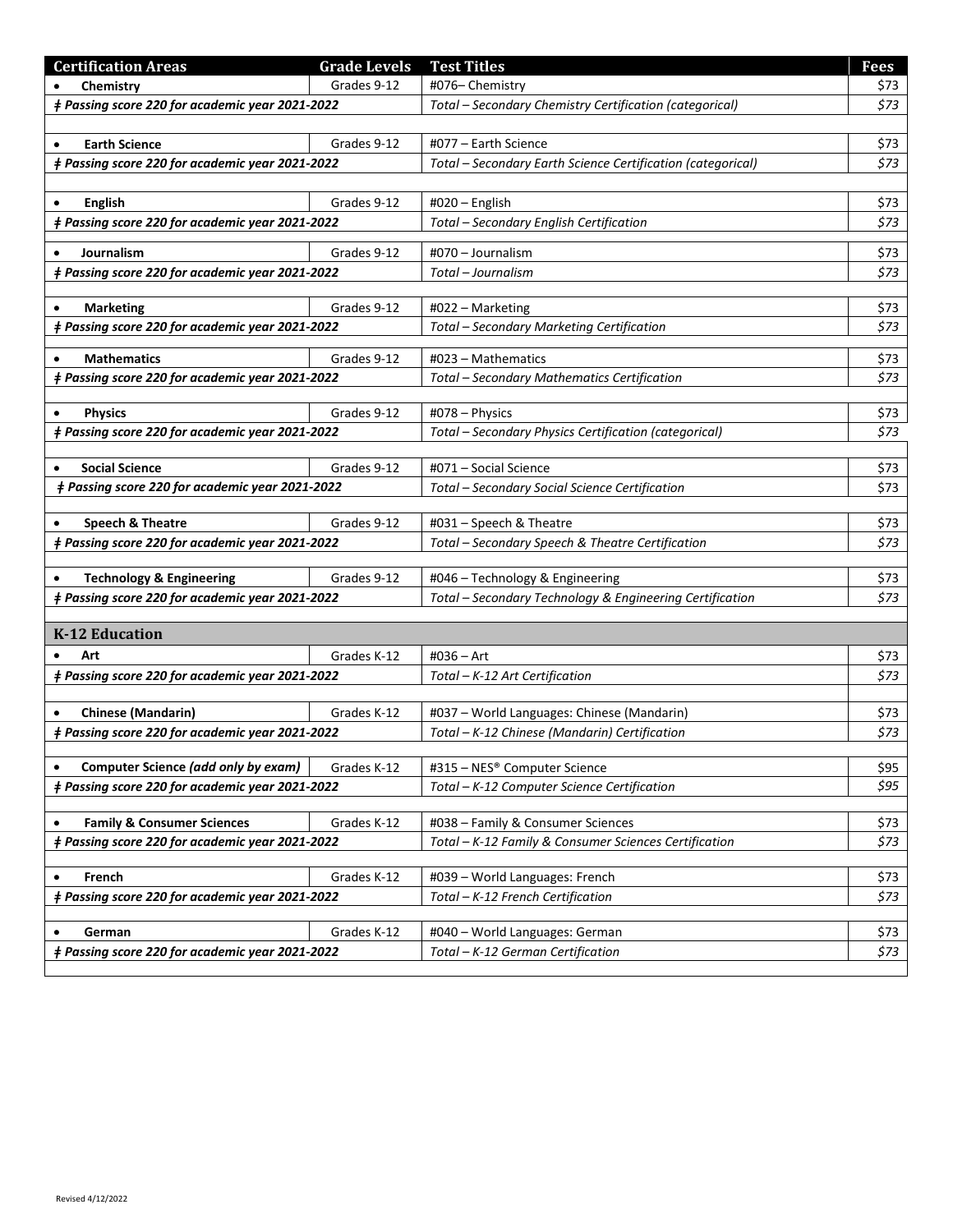| Certification Areas | Grade Levels | Test Titles | Fees |
|---|---|---|---|
| • **Chemistry** | Grades 9-12 | #076– Chemistry | $73 |
| ***‡ Passing score 220 for academic year 2021-2022*** | | *Total – Secondary Chemistry Certification (categorical)* | *$73* |
| | | | |
| • **Earth Science** | Grades 9-12 | #077 – Earth Science | $73 |
| ***‡ Passing score 220 for academic year 2021-2022*** | | *Total – Secondary Earth Science Certification (categorical)* | *$73* |
| | | | |
| • **English** | Grades 9-12 | #020 – English | $73 |
| ***‡ Passing score 220 for academic year 2021-2022*** | | *Total – Secondary English Certification* | *$73* |
| | | | |
| • **Journalism** | Grades 9-12 | #070 – Journalism | $73 |
| ***‡ Passing score 220 for academic year 2021-2022*** | | *Total – Journalism* | *$73* |
| | | | |
| • **Marketing** | Grades 9-12 | #022 – Marketing | $73 |
| ***‡ Passing score 220 for academic year 2021-2022*** | | *Total – Secondary Marketing Certification* | *$73* |
| | | | |
| • **Mathematics** | Grades 9-12 | #023 – Mathematics | $73 |
| ***‡ Passing score 220 for academic year 2021-2022*** | | *Total – Secondary Mathematics Certification* | *$73* |
| | | | |
| • **Physics** | Grades 9-12 | #078 – Physics | $73 |
| ***‡ Passing score 220 for academic year 2021-2022*** | | *Total – Secondary Physics Certification (categorical)* | *$73* |
| | | | |
| • **Social Science** | Grades 9-12 | #071 – Social Science | $73 |
| ***‡ Passing score 220 for academic year 2021-2022*** | | *Total – Secondary Social Science Certification* | $73 |
| | | | |
| • **Speech & Theatre** | Grades 9-12 | #031 – Speech & Theatre | $73 |
| ***‡ Passing score 220 for academic year 2021-2022*** | | *Total – Secondary Speech & Theatre Certification* | *$73* |
| | | | |
| • **Technology & Engineering** | Grades 9-12 | #046 – Technology & Engineering | $73 |
| ***‡ Passing score 220 for academic year 2021-2022*** | | *Total – Secondary Technology & Engineering Certification* | *$73* |
| | | | |
| **K-12 Education** | | | |
| • **Art** | Grades K-12 | #036 – Art | $73 |
| ***‡ Passing score 220 for academic year 2021-2022*** | | *Total – K-12 Art Certification* | *$73* |
| | | | |
| • **Chinese (Mandarin)** | Grades K-12 | #037 – World Languages: Chinese (Mandarin) | $73 |
| ***‡ Passing score 220 for academic year 2021-2022*** | | *Total – K-12 Chinese (Mandarin) Certification* | *$73* |
| | | | |
| • **Computer Science *(add only by exam)*** | Grades K-12 | #315 – NES® Computer Science | $95 |
| ***‡ Passing score 220 for academic year 2021-2022*** | | *Total – K-12 Computer Science Certification* | *$95* |
| | | | |
| • **Family & Consumer Sciences** | Grades K-12 | #038 – Family & Consumer Sciences | $73 |
| ***‡ Passing score 220 for academic year 2021-2022*** | | *Total – K-12 Family & Consumer Sciences Certification* | *$73* |
| | | | |
| • **French** | Grades K-12 | #039 – World Languages: French | $73 |
| ***‡ Passing score 220 for academic year 2021-2022*** | | *Total – K-12 French Certification* | *$73* |
| | | | |
| • **German** | Grades K-12 | #040 – World Languages: German | $73 |
| ***‡ Passing score 220 for academic year 2021-2022*** | | *Total – K-12 German Certification* | *$73* |

Revised 4/12/2022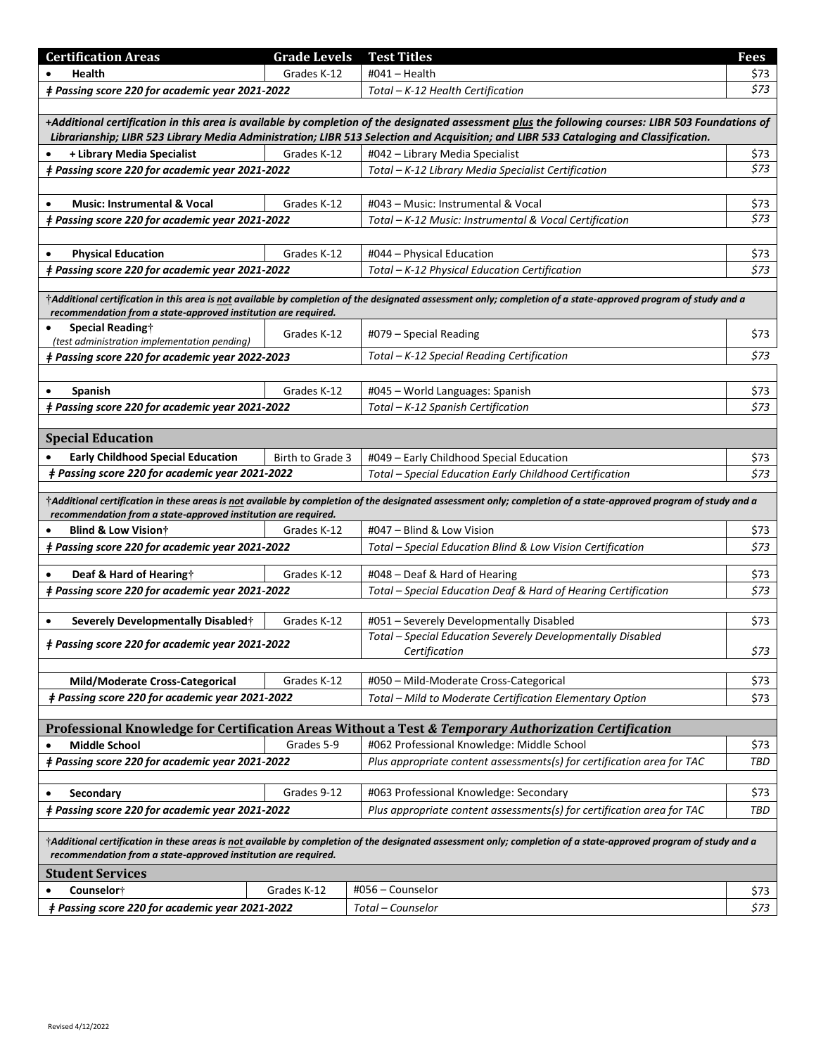| Certification Areas | Grade Levels | Test Titles | Fees |
|---|---|---|---|
| • **Health** | Grades K-12 | #041 – Health | $73 |
| ***ǂ Passing score 220 for academic year 2021-2022*** | | *Total – K-12 Health Certification* | *$73* |
| ***+Additional certification in this area is available by completion of the designated assessment plus the following courses: LIBR 503 Foundations of Librarianship; LIBR 523 Library Media Administration; LIBR 513 Selection and Acquisition; and LIBR 533 Cataloging and Classification.*** | | | |
| • **+ Library Media Specialist** | Grades K-12 | #042 – Library Media Specialist | $73 |
| ***ǂ Passing score 220 for academic year 2021-2022*** | | *Total – K-12 Library Media Specialist Certification* | *$73* |
| • **Music: Instrumental & Vocal** | Grades K-12 | #043 – Music: Instrumental & Vocal | $73 |
| ***ǂ Passing score 220 for academic year 2021-2022*** | | *Total – K-12 Music: Instrumental & Vocal Certification* | *$73* |
| • **Physical Education** | Grades K-12 | #044 – Physical Education | $73 |
| ***ǂ Passing score 220 for academic year 2021-2022*** | | *Total – K-12 Physical Education Certification* | *$73* |
| ***†Additional certification in this area is not available by completion of the designated assessment only; completion of a state-approved program of study and a recommendation from a state-approved institution are required.*** | | | |
| • **Special Reading†** *(test administration implementation pending)* | Grades K-12 | #079 – Special Reading | $73 |
| ***ǂ Passing score 220 for academic year 2022-2023*** | | *Total – K-12 Special Reading Certification* | *$73* |
| • **Spanish** | Grades K-12 | #045 – World Languages: Spanish | $73 |
| ***ǂ Passing score 220 for academic year 2021-2022*** | | *Total – K-12 Spanish Certification* | *$73* |
| **Special Education** | | | |
| • **Early Childhood Special Education** | Birth to Grade 3 | #049 – Early Childhood Special Education | $73 |
| ***ǂ Passing score 220 for academic year 2021-2022*** | | *Total – Special Education Early Childhood Certification* | *$73* |
| ***†Additional certification in these areas is not available by completion of the designated assessment only; completion of a state-approved program of study and a recommendation from a state-approved institution are required.*** | | | |
| • **Blind & Low Vision†** | Grades K-12 | #047 – Blind & Low Vision | $73 |
| ***ǂ Passing score 220 for academic year 2021-2022*** | | *Total – Special Education Blind & Low Vision Certification* | *$73* |
| • **Deaf & Hard of Hearing†** | Grades K-12 | #048 – Deaf & Hard of Hearing | $73 |
| ***ǂ Passing score 220 for academic year 2021-2022*** | | *Total – Special Education Deaf & Hard of Hearing Certification* | *$73* |
| • **Severely Developmentally Disabled†** | Grades K-12 | #051 – Severely Developmentally Disabled | $73 |
| ***ǂ Passing score 220 for academic year 2021-2022*** | | *Total – Special Education Severely Developmentally Disabled Certification* | *$73* |
| **Mild/Moderate Cross-Categorical** | Grades K-12 | #050 – Mild-Moderate Cross-Categorical | $73 |
| ***ǂ Passing score 220 for academic year 2021-2022*** | | *Total – Mild to Moderate Certification Elementary Option* | $73 |
| **Professional Knowledge for Certification Areas Without a Test & *Temporary Authorization Certification*** | | | |
| • **Middle School** | Grades 5-9 | #062 Professional Knowledge: Middle School | $73 |
| ***ǂ Passing score 220 for academic year 2021-2022*** | | *Plus appropriate content assessments(s) for certification area for TAC* | *TBD* |
| • **Secondary** | Grades 9-12 | #063 Professional Knowledge: Secondary | $73 |
| ***ǂ Passing score 220 for academic year 2021-2022*** | | *Plus appropriate content assessments(s) for certification area for TAC* | *TBD* |
| ***†Additional certification in these areas is not available by completion of the designated assessment only; completion of a state-approved program of study and a recommendation from a state-approved institution are required.*** | | | |
| **Student Services** | | | |
| • **Counselor†** | Grades K-12 | #056 – Counselor | $73 |
| ***ǂ Passing score 220 for academic year 2021-2022*** | | *Total – Counselor* | *$73* |

Revised 4/12/2022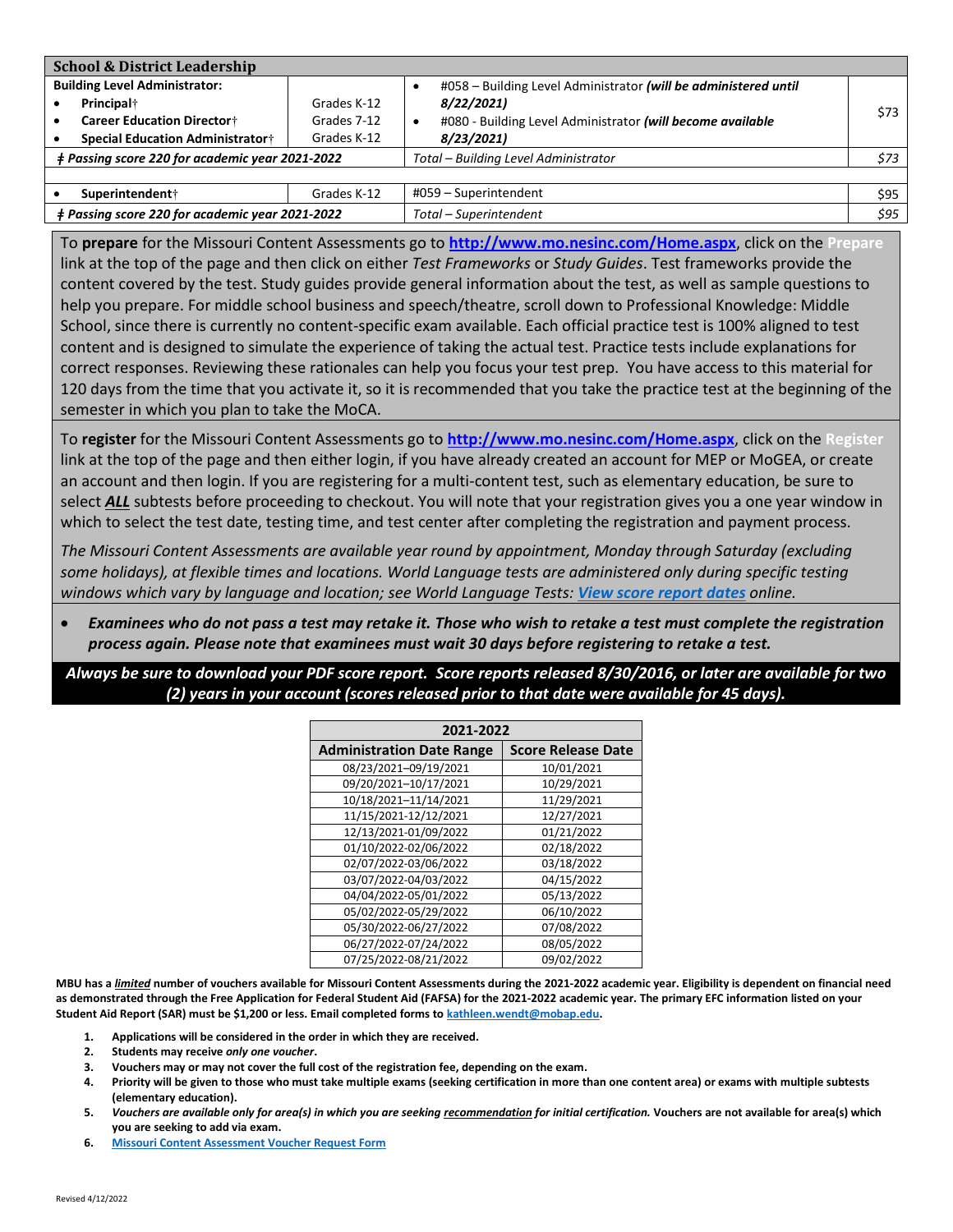| School & District Leadership | | | |
| --- | --- | --- | --- |
| **Building Level Administrator:**<br>• **Principal**†<br>• **Career Education Director**†<br>• **Special Education Administrator**† | Grades K-12<br>Grades 7-12<br>Grades K-12 | • #058 – Building Level Administrator ***(will be administered until 8/22/2021)***<br>• #080 - Building Level Administrator ***(will become available 8/23/2021)*** | $73 |
| ***ǂ Passing score 220 for academic year 2021-2022*** | | *Total – Building Level Administrator* | *$73* |
| | | | |
| • **Superintendent**† | Grades K-12 | #059 – Superintendent | $95 |
| ***ǂ Passing score 220 for academic year 2021-2022*** | | *Total – Superintendent* | *$95* |

To **prepare** for the Missouri Content Assessments go to **http://www.mo.nesinc.com/Home.aspx**, click on the **Prepare** link at the top of the page and then click on either *Test Frameworks* or *Study Guides*. Test frameworks provide the content covered by the test. Study guides provide general information about the test, as well as sample questions to help you prepare. For middle school business and speech/theatre, scroll down to Professional Knowledge: Middle School, since there is currently no content-specific exam available. Each official practice test is 100% aligned to test content and is designed to simulate the experience of taking the actual test. Practice tests include explanations for correct responses. Reviewing these rationales can help you focus your test prep. You have access to this material for 120 days from the time that you activate it, so it is recommended that you take the practice test at the beginning of the semester in which you plan to take the MoCA.

To **register** for the Missouri Content Assessments go to **http://www.mo.nesinc.com/Home.aspx**, click on the **Register** link at the top of the page and then either login, if you have already created an account for MEP or MoGEA, or create an account and then login. If you are registering for a multi-content test, such as elementary education, be sure to select ***ALL*** subtests before proceeding to checkout. You will note that your registration gives you a one year window in which to select the test date, testing time, and test center after completing the registration and payment process.

*The Missouri Content Assessments are available year round by appointment, Monday through Saturday (excluding some holidays), at flexible times and locations. World Language tests are administered only during specific testing windows which vary by language and location; see World Language Tests: **View score report dates** online.*

- ***Examinees who do not pass a test may retake it. Those who wish to retake a test must complete the registration process again. Please note that examinees must wait 30 days before registering to retake a test.***

***Always be sure to download your PDF score report. Score reports released 8/30/2016, or later are available for two (2) years in your account (scores released prior to that date were available for 45 days).***

| 2021-2022 | |
| --- | --- |
| **Administration Date Range** | **Score Release Date** |
| 08/23/2021–09/19/2021 | 10/01/2021 |
| 09/20/2021–10/17/2021 | 10/29/2021 |
| 10/18/2021–11/14/2021 | 11/29/2021 |
| 11/15/2021-12/12/2021 | 12/27/2021 |
| 12/13/2021-01/09/2022 | 01/21/2022 |
| 01/10/2022-02/06/2022 | 02/18/2022 |
| 02/07/2022-03/06/2022 | 03/18/2022 |
| 03/07/2022-04/03/2022 | 04/15/2022 |
| 04/04/2022-05/01/2022 | 05/13/2022 |
| 05/02/2022-05/29/2022 | 06/10/2022 |
| 05/30/2022-06/27/2022 | 07/08/2022 |
| 06/27/2022-07/24/2022 | 08/05/2022 |
| 07/25/2022-08/21/2022 | 09/02/2022 |

**MBU has a *limited* number of vouchers available for Missouri Content Assessments during the 2021-2022 academic year. Eligibility is dependent on financial need as demonstrated through the Free Application for Federal Student Aid (FAFSA) for the 2021-2022 academic year. The primary EFC information listed on your Student Aid Report (SAR) must be $1,200 or less. Email completed forms to kathleen.wendt@mobap.edu.**

1. **Applications will be considered in the order in which they are received.**
2. **Students may receive *only one voucher*.**
3. **Vouchers may or may not cover the full cost of the registration fee, depending on the exam.**
4. **Priority will be given to those who must take multiple exams (seeking certification in more than one content area) or exams with multiple subtests (elementary education).**
5. ***Vouchers are available only for area(s) in which you are seeking recommendation for initial certification.*** **Vouchers are not available for area(s) which you are seeking to add via exam.**
6. **Missouri Content Assessment Voucher Request Form**

Revised 4/12/2022